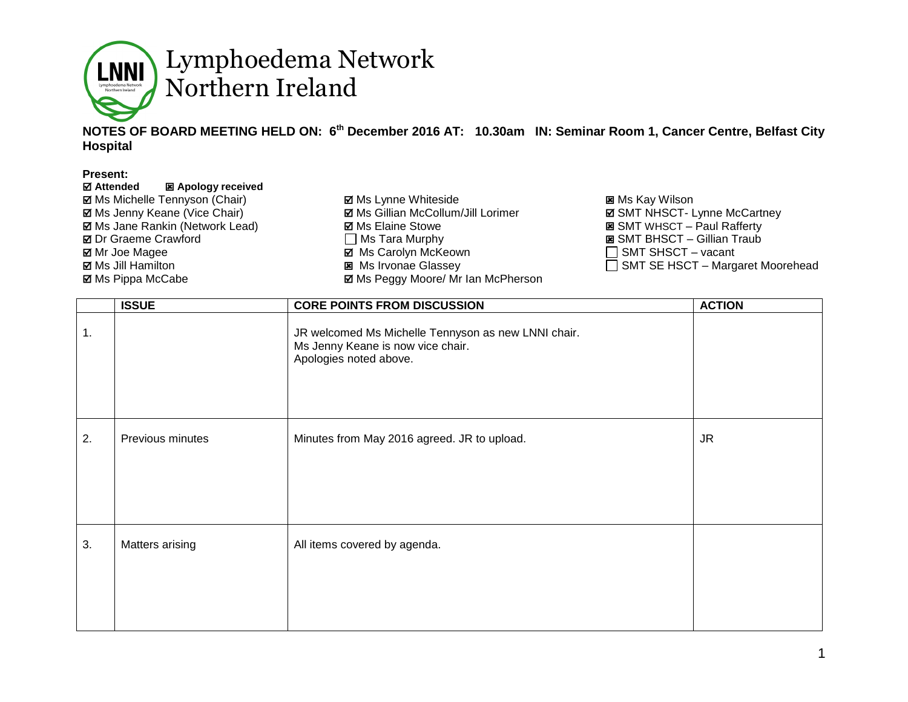# Lymphoedema Network Northern Ireland

**NOTES OF BOARD MEETING HELD ON: 6th December 2016 AT: 10.30am IN: Seminar Room 1, Cancer Centre, Belfast City Hospital**

**Present:**

**☑ Attended ☒ Apology received**

☑ Ms Michelle Tennyson (Chair)
☑ Ms Jenny Keane (Vice Chair)
☑ Ms Jane Rankin (Network Lead)
☑ Dr Graeme Crawford
☑ Mr Joe Magee
☑ Ms Jill Hamilton
☑ Ms Pippa McCabe

☑ Ms Lynne Whiteside
☑ Ms Gillian McCollum/Jill Lorimer
☑ Ms Elaine Stowe
☐ Ms Tara Murphy
☑ Ms Carolyn McKeown
☒ Ms Irvonae Glassey
☑ Ms Peggy Moore/ Mr Ian McPherson

☒ Ms Kay Wilson
☑ SMT NHSCT- Lynne McCartney
☒ SMT WHSCT – Paul Rafferty
☒ SMT BHSCT – Gillian Traub
☐ SMT SHSCT – vacant
☐ SMT SE HSCT – Margaret Moorehead

| | ISSUE | CORE POINTS FROM DISCUSSION | ACTION |
|---|---|---|---|
| 1. | | JR welcomed Ms Michelle Tennyson as new LNNI chair.<br>Ms Jenny Keane is now vice chair.<br>Apologies noted above. | |
| 2. | Previous minutes | Minutes from May 2016 agreed. JR to upload. | JR |
| 3. | Matters arising | All items covered by agenda. | |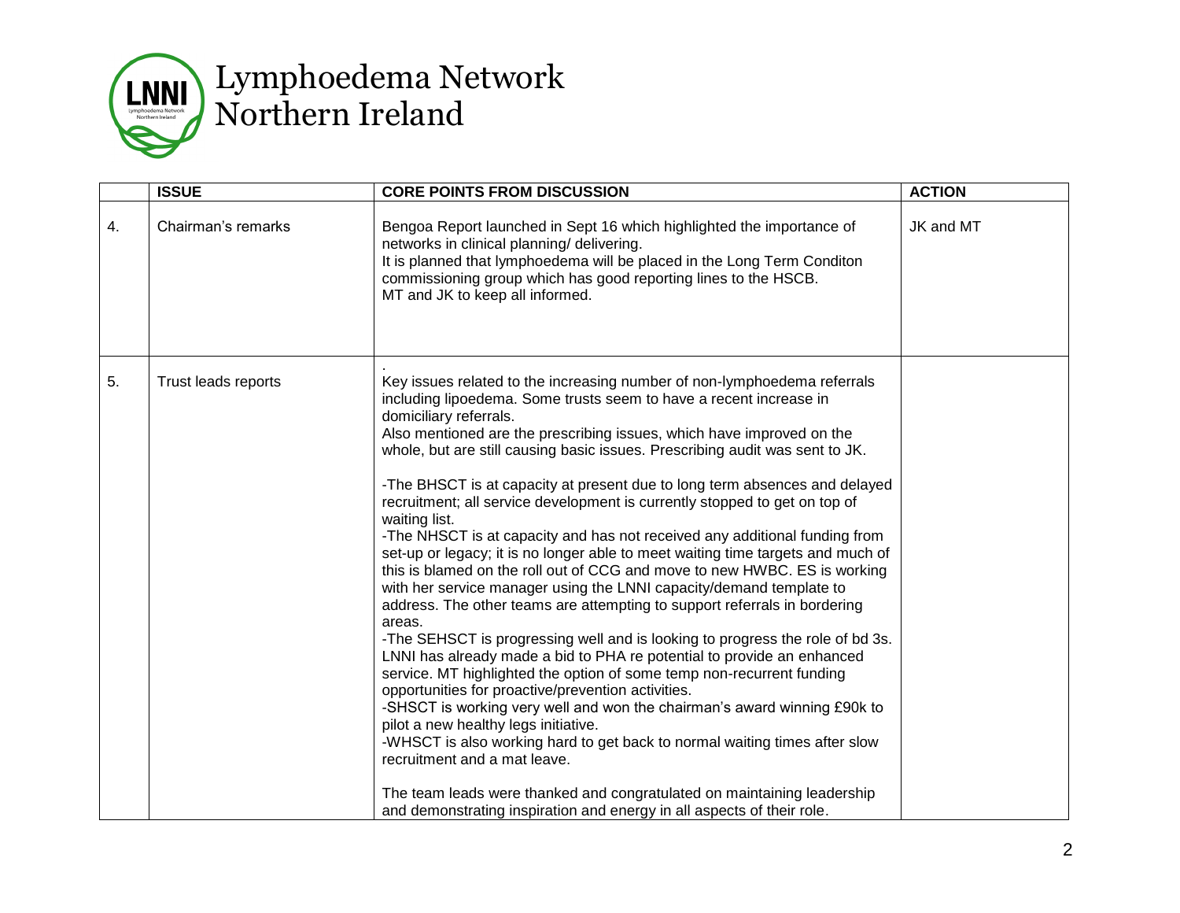# Lymphoedema Network Northern Ireland

| | ISSUE | CORE POINTS FROM DISCUSSION | ACTION |
|---|---|---|---|
| 4. | Chairman's remarks | Bengoa Report launched in Sept 16 which highlighted the importance of networks in clinical planning/ delivering.<br>It is planned that lymphoedema will be placed in the Long Term Conditon commissioning group which has good reporting lines to the HSCB.<br>MT and JK to keep all informed. | JK and MT |
| 5. | Trust leads reports | .<br>Key issues related to the increasing number of non-lymphoedema referrals including lipoedema. Some trusts seem to have a recent increase in domiciliary referrals.<br>Also mentioned are the prescribing issues, which have improved on the whole, but are still causing basic issues. Prescribing audit was sent to JK.<br><br>-The BHSCT is at capacity at present due to long term absences and delayed recruitment; all service development is currently stopped to get on top of waiting list.<br>-The NHSCT is at capacity and has not received any additional funding from set-up or legacy; it is no longer able to meet waiting time targets and much of this is blamed on the roll out of CCG and move to new HWBC. ES is working with her service manager using the LNNI capacity/demand template to address. The other teams are attempting to support referrals in bordering areas.<br>-The SEHSCT is progressing well and is looking to progress the role of bd 3s. LNNI has already made a bid to PHA re potential to provide an enhanced service. MT highlighted the option of some temp non-recurrent funding opportunities for proactive/prevention activities.<br>-SHSCT is working very well and won the chairman's award winning £90k to pilot a new healthy legs initiative.<br>-WHSCT is also working hard to get back to normal waiting times after slow recruitment and a mat leave.<br><br>The team leads were thanked and congratulated on maintaining leadership and demonstrating inspiration and energy in all aspects of their role. | |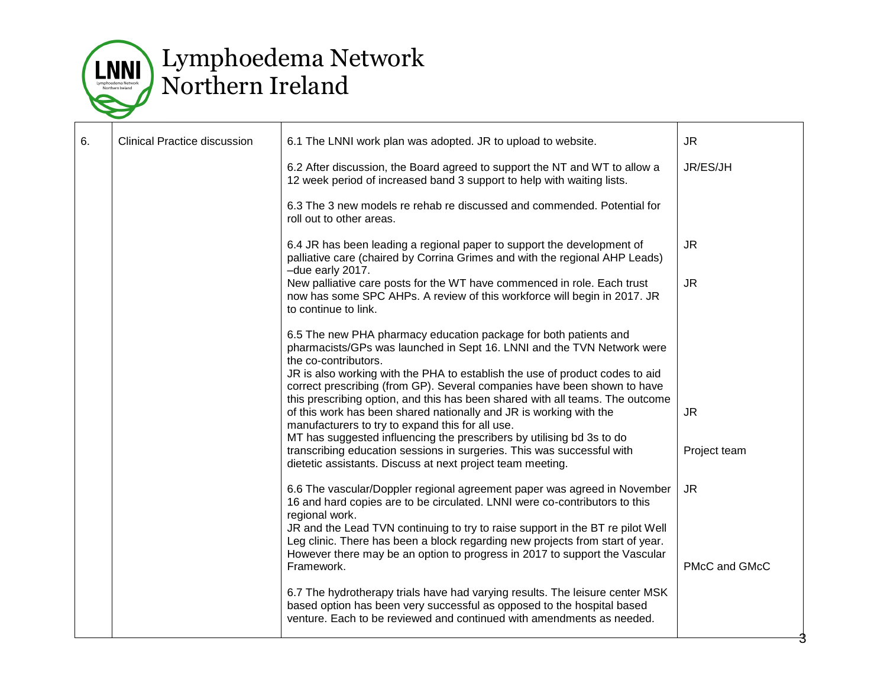# Lymphoedema Network Northern Ireland

| | | | |
|---|---|---|---|
| 6. | Clinical Practice discussion | 6.1 The LNNI work plan was adopted. JR to upload to website. | JR |
| | | 6.2 After discussion, the Board agreed to support the NT and WT to allow a 12 week period of increased band 3 support to help with waiting lists. | JR/ES/JH |
| | | 6.3 The 3 new models re rehab re discussed and commended. Potential for roll out to other areas. | |
| | | 6.4 JR has been leading a regional paper to support the development of palliative care (chaired by Corrina Grimes and with the regional AHP Leads) –due early 2017. | JR |
| | | New palliative care posts for the WT have commenced in role. Each trust now has some SPC AHPs. A review of this workforce will begin in 2017. JR to continue to link. | JR |
| | | 6.5 The new PHA pharmacy education package for both patients and pharmacists/GPs was launched in Sept 16. LNNI and the TVN Network were the co-contributors.<br>JR is also working with the PHA to establish the use of product codes to aid correct prescribing (from GP). Several companies have been shown to have this prescribing option, and this has been shared with all teams. The outcome of this work has been shared nationally and JR is working with the manufacturers to try to expand this for all use. | JR |
| | | MT has suggested influencing the prescribers by utilising bd 3s to do transcribing education sessions in surgeries. This was successful with dietetic assistants. Discuss at next project team meeting. | Project team |
| | | 6.6 The vascular/Doppler regional agreement paper was agreed in November 16 and hard copies are to be circulated. LNNI were co-contributors to this regional work. | JR |
| | | JR and the Lead TVN continuing to try to raise support in the BT re pilot Well Leg clinic. There has been a block regarding new projects from start of year. However there may be an option to progress in 2017 to support the Vascular Framework. | PMcC and GMcC |
| | | 6.7 The hydrotherapy trials have had varying results. The leisure center MSK based option has been very successful as opposed to the hospital based venture. Each to be reviewed and continued with amendments as needed. | |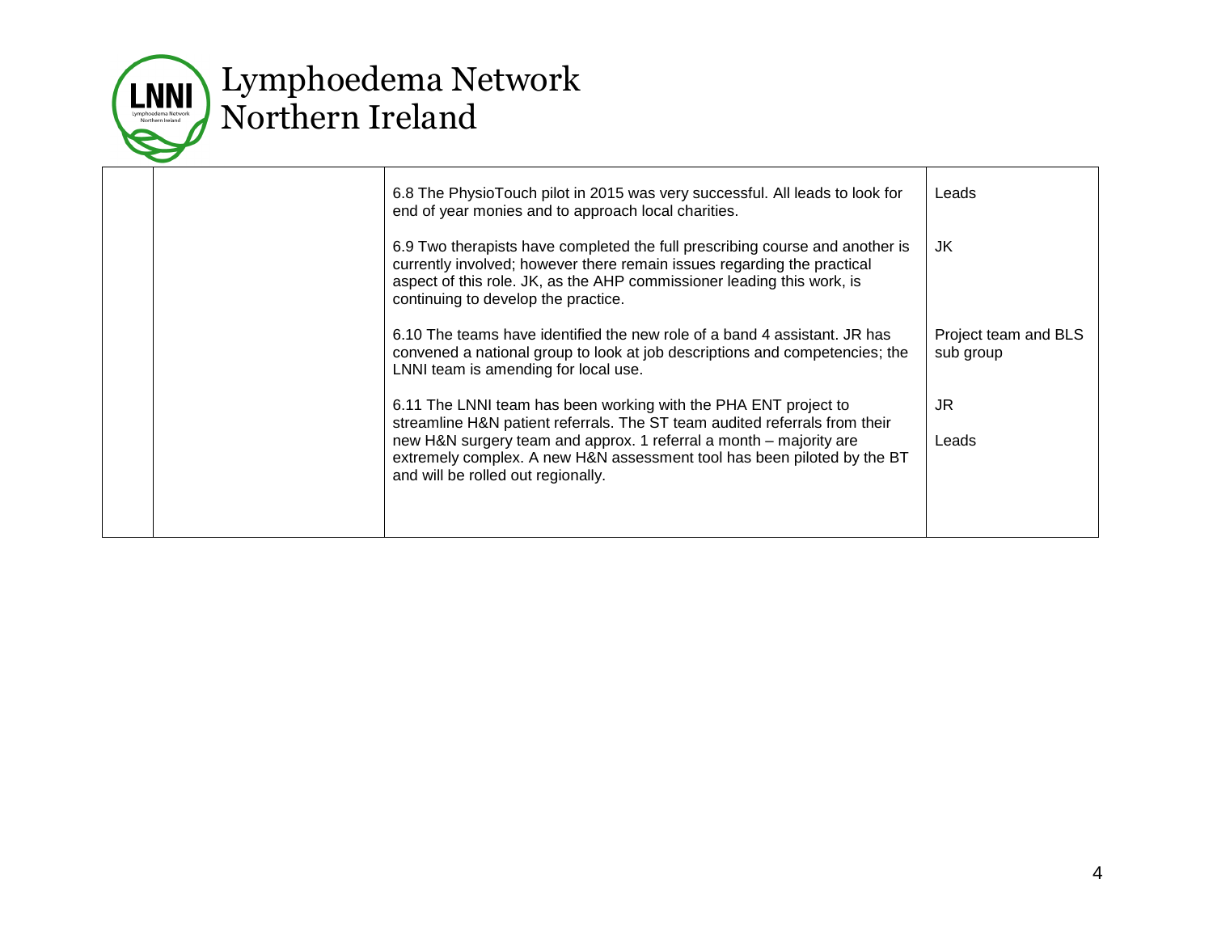# Lymphoedema Network Northern Ireland

| | | | |
|---|---|---|---|
| | | 6.8 The PhysioTouch pilot in 2015 was very successful. All leads to look for end of year monies and to approach local charities. | Leads |
| | | 6.9 Two therapists have completed the full prescribing course and another is currently involved; however there remain issues regarding the practical aspect of this role. JK, as the AHP commissioner leading this work, is continuing to develop the practice. | JK |
| | | 6.10 The teams have identified the new role of a band 4 assistant. JR has convened a national group to look at job descriptions and competencies; the LNNI team is amending for local use. | Project team and BLS sub group |
| | | 6.11 The LNNI team has been working with the PHA ENT project to streamline H&N patient referrals. The ST team audited referrals from their new H&N surgery team and approx. 1 referral a month – majority are extremely complex. A new H&N assessment tool has been piloted by the BT and will be rolled out regionally. | JR<br><br>Leads |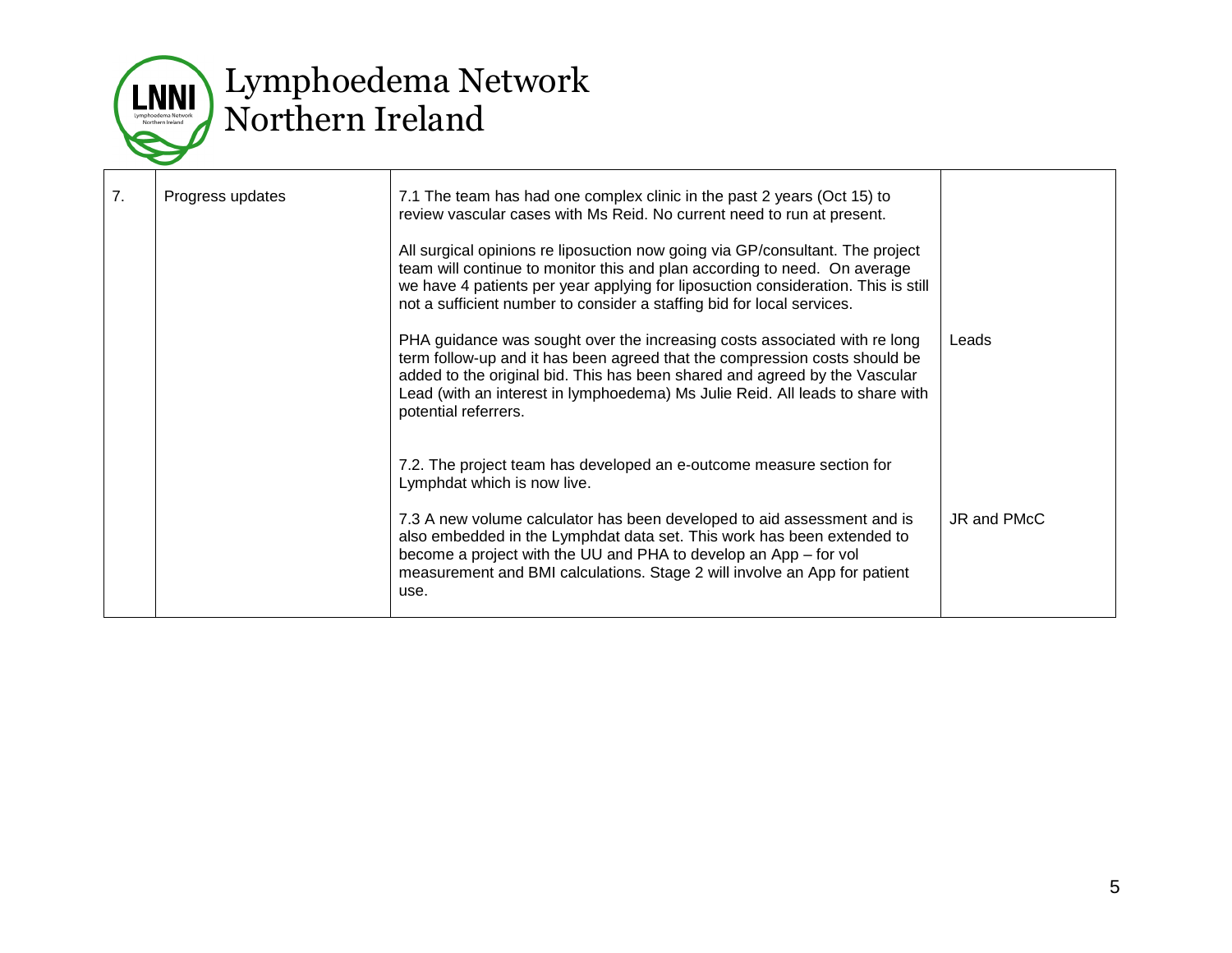# Lymphoedema Network Northern Ireland

| | | | |
|---|---|---|---|
| 7. | Progress updates | 7.1 The team has had one complex clinic in the past 2 years (Oct 15) to review vascular cases with Ms Reid. No current need to run at present.<br><br>All surgical opinions re liposuction now going via GP/consultant. The project team will continue to monitor this and plan according to need. On average we have 4 patients per year applying for liposuction consideration. This is still not a sufficient number to consider a staffing bid for local services.<br><br>PHA guidance was sought over the increasing costs associated with re long term follow-up and it has been agreed that the compression costs should be added to the original bid. This has been shared and agreed by the Vascular Lead (with an interest in lymphoedema) Ms Julie Reid. All leads to share with potential referrers. | Leads |
| | | 7.2. The project team has developed an e-outcome measure section for Lymphdat which is now live.<br><br>7.3 A new volume calculator has been developed to aid assessment and is also embedded in the Lymphdat data set. This work has been extended to become a project with the UU and PHA to develop an App – for vol measurement and BMI calculations. Stage 2 will involve an App for patient use. | JR and PMcC |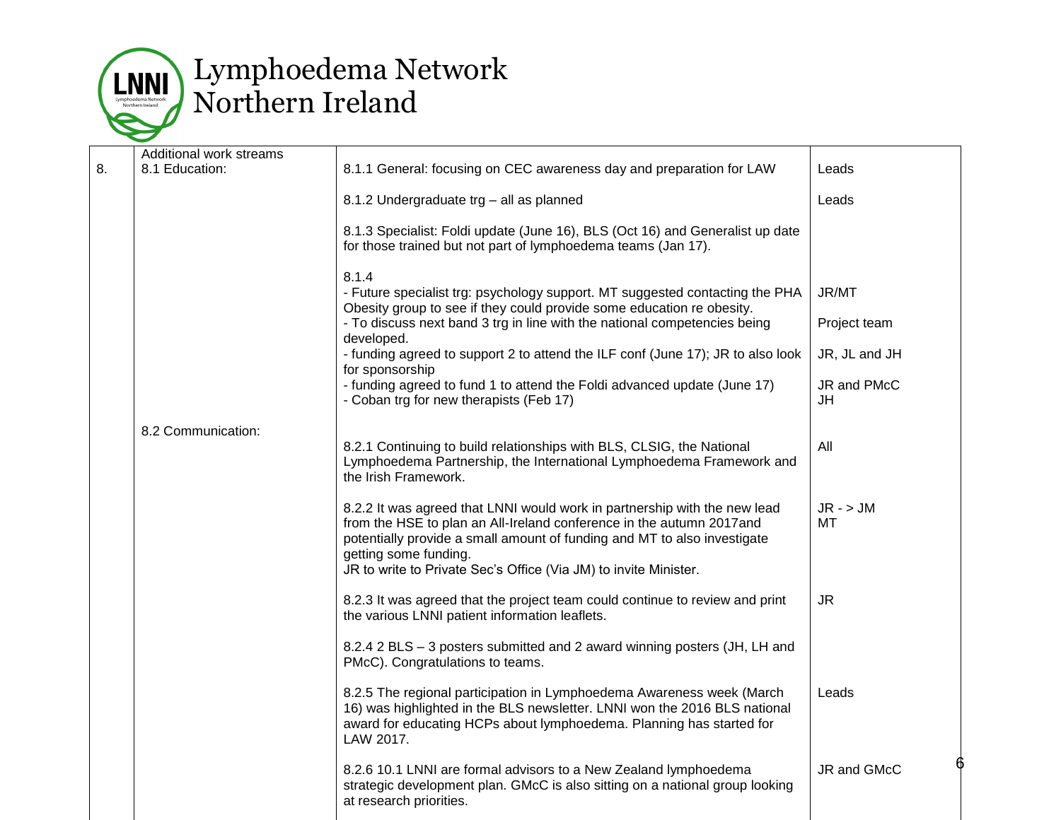# Lymphoedema Network Northern Ireland

| | | | |
|---|---|---|---|
| 8. | Additional work streams<br>8.1 Education: | 8.1.1 General: focusing on CEC awareness day and preparation for LAW | Leads |
| | | 8.1.2 Undergraduate trg – all as planned | Leads |
| | | 8.1.3 Specialist: Foldi update (June 16), BLS (Oct 16) and Generalist up date for those trained but not part of lymphoedema teams (Jan 17). | |
| | | 8.1.4<br>- Future specialist trg: psychology support. MT suggested contacting the PHA Obesity group to see if they could provide some education re obesity.<br>- To discuss next band 3 trg in line with the national competencies being developed.<br>- funding agreed to support 2 to attend the ILF conf (June 17); JR to also look for sponsorship<br>- funding agreed to fund 1 to attend the Foldi advanced update (June 17)<br>- Coban trg for new therapists (Feb 17) | JR/MT<br><br>Project team<br><br>JR, JL and JH<br><br>JR and PMcC<br>JH |
| | 8.2 Communication: | 8.2.1 Continuing to build relationships with BLS, CLSIG, the National Lymphoedema Partnership, the International Lymphoedema Framework and the Irish Framework. | All |
| | | 8.2.2 It was agreed that LNNI would work in partnership with the new lead from the HSE to plan an All-Ireland conference in the autumn 2017and potentially provide a small amount of funding and MT to also investigate getting some funding.<br>JR to write to Private Sec's Office (Via JM) to invite Minister. | JR - > JM<br>MT |
| | | 8.2.3 It was agreed that the project team could continue to review and print the various LNNI patient information leaflets. | JR |
| | | 8.2.4 2 BLS – 3 posters submitted and 2 award winning posters (JH, LH and PMcC). Congratulations to teams. | |
| | | 8.2.5 The regional participation in Lymphoedema Awareness week (March 16) was highlighted in the BLS newsletter. LNNI won the 2016 BLS national award for educating HCPs about lymphoedema. Planning has started for LAW 2017. | Leads |
| | | 8.2.6 10.1 LNNI are formal advisors to a New Zealand lymphoedema strategic development plan. GMcC is also sitting on a national group looking at research priorities. | JR and GMcC |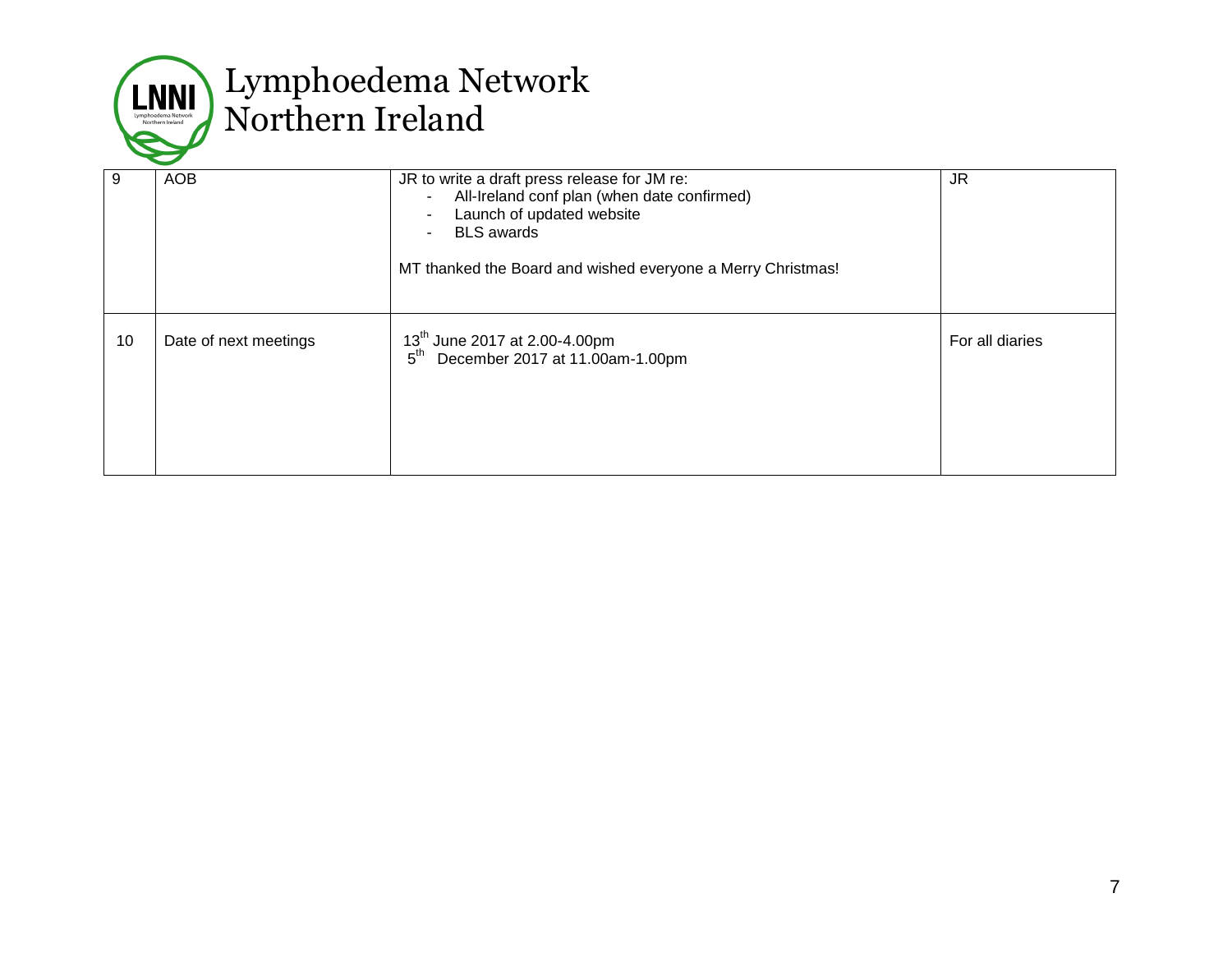# Lymphoedema Network Northern Ireland

| | | | |
|---|---|---|---|
| 9 | AOB | JR to write a draft press release for JM re:<br>- All-Ireland conf plan (when date confirmed)<br>- Launch of updated website<br>- BLS awards<br><br>MT thanked the Board and wished everyone a Merry Christmas! | JR |
| 10 | Date of next meetings | 13th June 2017 at 2.00-4.00pm<br>5th December 2017 at 11.00am-1.00pm | For all diaries |